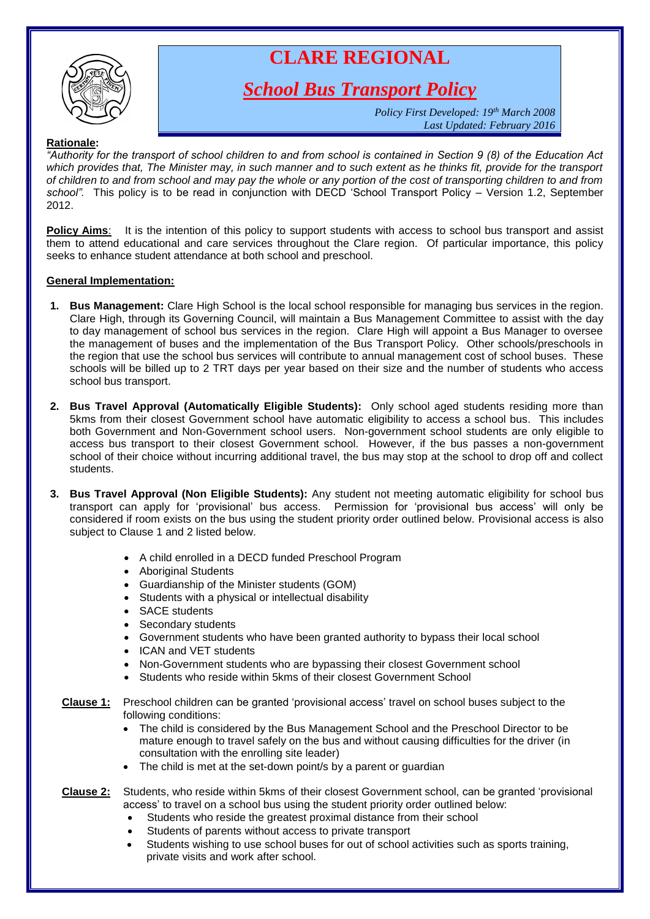# CLARE REGIONAL

## *School Bus Transport Policy*

*Policy First Developed: 19th March 2008*
*Last Updated: February 2016*

**Rationale:**
*"Authority for the transport of school children to and from school is contained in Section 9 (8) of the Education Act which provides that, The Minister may, in such manner and to such extent as he thinks fit, provide for the transport of children to and from school and may pay the whole or any portion of the cost of transporting children to and from school".* This policy is to be read in conjunction with DECD 'School Transport Policy – Version 1.2, September 2012.

**Policy Aims**: It is the intention of this policy to support students with access to school bus transport and assist them to attend educational and care services throughout the Clare region. Of particular importance, this policy seeks to enhance student attendance at both school and preschool.

**General Implementation:**

1. **Bus Management:** Clare High School is the local school responsible for managing bus services in the region. Clare High, through its Governing Council, will maintain a Bus Management Committee to assist with the day to day management of school bus services in the region. Clare High will appoint a Bus Manager to oversee the management of buses and the implementation of the Bus Transport Policy. Other schools/preschools in the region that use the school bus services will contribute to annual management cost of school buses. These schools will be billed up to 2 TRT days per year based on their size and the number of students who access school bus transport.

2. **Bus Travel Approval (Automatically Eligible Students):** Only school aged students residing more than 5kms from their closest Government school have automatic eligibility to access a school bus. This includes both Government and Non-Government school users. Non-government school students are only eligible to access bus transport to their closest Government school. However, if the bus passes a non-government school of their choice without incurring additional travel, the bus may stop at the school to drop off and collect students.

3. **Bus Travel Approval (Non Eligible Students):** Any student not meeting automatic eligibility for school bus transport can apply for 'provisional' bus access. Permission for 'provisional bus access' will only be considered if room exists on the bus using the student priority order outlined below. Provisional access is also subject to Clause 1 and 2 listed below.

   - A child enrolled in a DECD funded Preschool Program
   - Aboriginal Students
   - Guardianship of the Minister students (GOM)
   - Students with a physical or intellectual disability
   - SACE students
   - Secondary students
   - Government students who have been granted authority to bypass their local school
   - ICAN and VET students
   - Non-Government students who are bypassing their closest Government school
   - Students who reside within 5kms of their closest Government School

   **Clause 1:** Preschool children can be granted 'provisional access' travel on school buses subject to the following conditions:

   - The child is considered by the Bus Management School and the Preschool Director to be mature enough to travel safely on the bus and without causing difficulties for the driver (in consultation with the enrolling site leader)
   - The child is met at the set-down point/s by a parent or guardian

   **Clause 2:** Students, who reside within 5kms of their closest Government school, can be granted 'provisional access' to travel on a school bus using the student priority order outlined below:

   - Students who reside the greatest proximal distance from their school
   - Students of parents without access to private transport
   - Students wishing to use school buses for out of school activities such as sports training, private visits and work after school.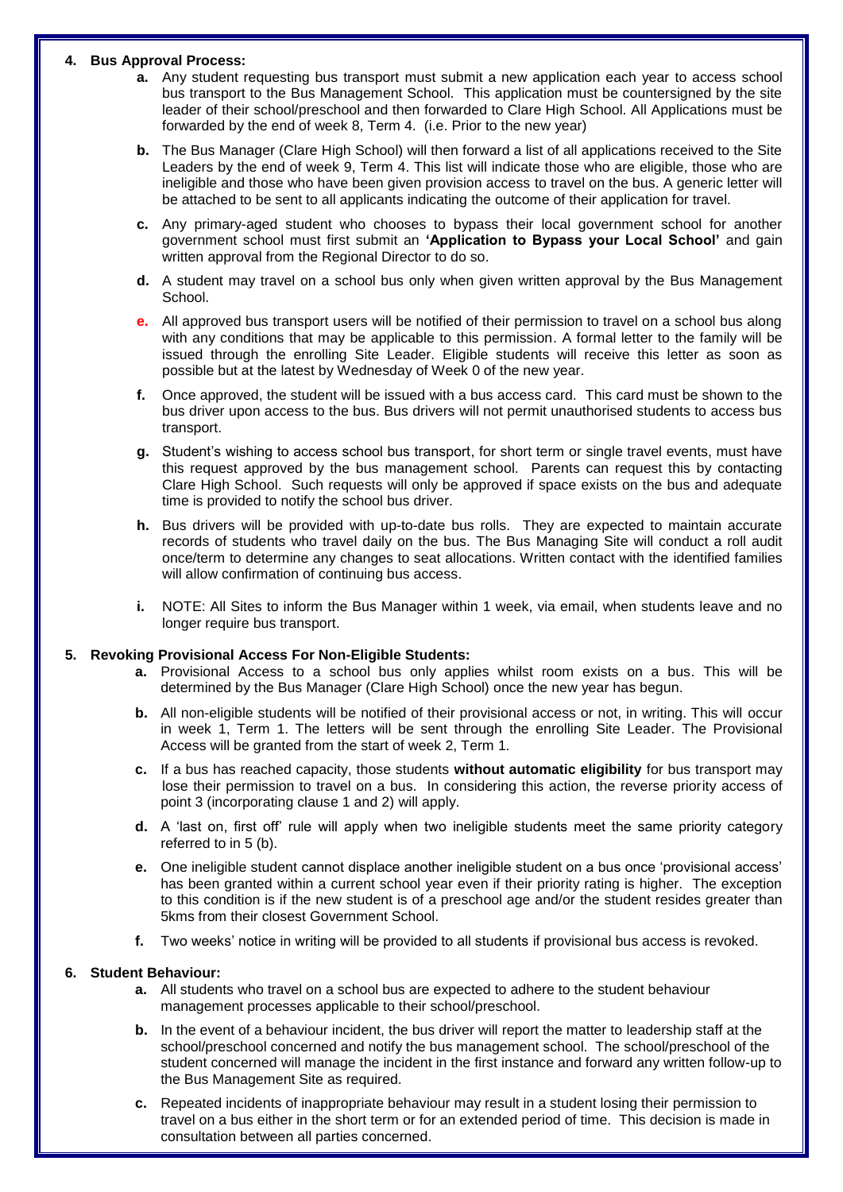4. **Bus Approval Process:**
   - **a.** Any student requesting bus transport must submit a new application each year to access school bus transport to the Bus Management School. This application must be countersigned by the site leader of their school/preschool and then forwarded to Clare High School. All Applications must be forwarded by the end of week 8, Term 4. (i.e. Prior to the new year)
   - **b.** The Bus Manager (Clare High School) will then forward a list of all applications received to the Site Leaders by the end of week 9, Term 4. This list will indicate those who are eligible, those who are ineligible and those who have been given provision access to travel on the bus. A generic letter will be attached to be sent to all applicants indicating the outcome of their application for travel.
   - **c.** Any primary-aged student who chooses to bypass their local government school for another government school must first submit an **'Application to Bypass your Local School'** and gain written approval from the Regional Director to do so.
   - **d.** A student may travel on a school bus only when given written approval by the Bus Management School.
   - **e.** All approved bus transport users will be notified of their permission to travel on a school bus along with any conditions that may be applicable to this permission. A formal letter to the family will be issued through the enrolling Site Leader. Eligible students will receive this letter as soon as possible but at the latest by Wednesday of Week 0 of the new year.
   - **f.** Once approved, the student will be issued with a bus access card. This card must be shown to the bus driver upon access to the bus. Bus drivers will not permit unauthorised students to access bus transport.
   - **g.** Student's wishing to access school bus transport, for short term or single travel events, must have this request approved by the bus management school. Parents can request this by contacting Clare High School. Such requests will only be approved if space exists on the bus and adequate time is provided to notify the school bus driver.
   - **h.** Bus drivers will be provided with up-to-date bus rolls. They are expected to maintain accurate records of students who travel daily on the bus. The Bus Managing Site will conduct a roll audit once/term to determine any changes to seat allocations. Written contact with the identified families will allow confirmation of continuing bus access.
   - **i.** NOTE: All Sites to inform the Bus Manager within 1 week, via email, when students leave and no longer require bus transport.

5. **Revoking Provisional Access For Non-Eligible Students:**
   - **a.** Provisional Access to a school bus only applies whilst room exists on a bus. This will be determined by the Bus Manager (Clare High School) once the new year has begun.
   - **b.** All non-eligible students will be notified of their provisional access or not, in writing. This will occur in week 1, Term 1. The letters will be sent through the enrolling Site Leader. The Provisional Access will be granted from the start of week 2, Term 1.
   - **c.** If a bus has reached capacity, those students **without automatic eligibility** for bus transport may lose their permission to travel on a bus. In considering this action, the reverse priority access of point 3 (incorporating clause 1 and 2) will apply.
   - **d.** A 'last on, first off' rule will apply when two ineligible students meet the same priority category referred to in 5 (b).
   - **e.** One ineligible student cannot displace another ineligible student on a bus once 'provisional access' has been granted within a current school year even if their priority rating is higher. The exception to this condition is if the new student is of a preschool age and/or the student resides greater than 5kms from their closest Government School.
   - **f.** Two weeks' notice in writing will be provided to all students if provisional bus access is revoked.

6. **Student Behaviour:**
   - **a.** All students who travel on a school bus are expected to adhere to the student behaviour management processes applicable to their school/preschool.
   - **b.** In the event of a behaviour incident, the bus driver will report the matter to leadership staff at the school/preschool concerned and notify the bus management school. The school/preschool of the student concerned will manage the incident in the first instance and forward any written follow-up to the Bus Management Site as required.
   - **c.** Repeated incidents of inappropriate behaviour may result in a student losing their permission to travel on a bus either in the short term or for an extended period of time. This decision is made in consultation between all parties concerned.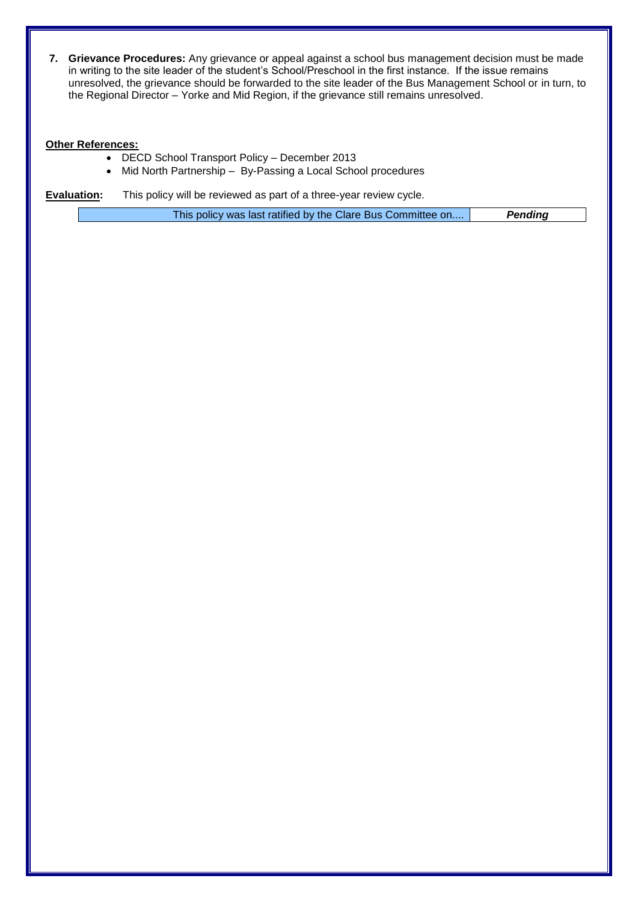7. **Grievance Procedures:** Any grievance or appeal against a school bus management decision must be made in writing to the site leader of the student's School/Preschool in the first instance. If the issue remains unresolved, the grievance should be forwarded to the site leader of the Bus Management School or in turn, to the Regional Director – Yorke and Mid Region, if the grievance still remains unresolved.

**Other References:**

- DECD School Transport Policy – December 2013
- Mid North Partnership – By-Passing a Local School procedures

**Evaluation:** This policy will be reviewed as part of a three-year review cycle.

| | |
|---|---|
| This policy was last ratified by the Clare Bus Committee on.... | ***Pending*** |